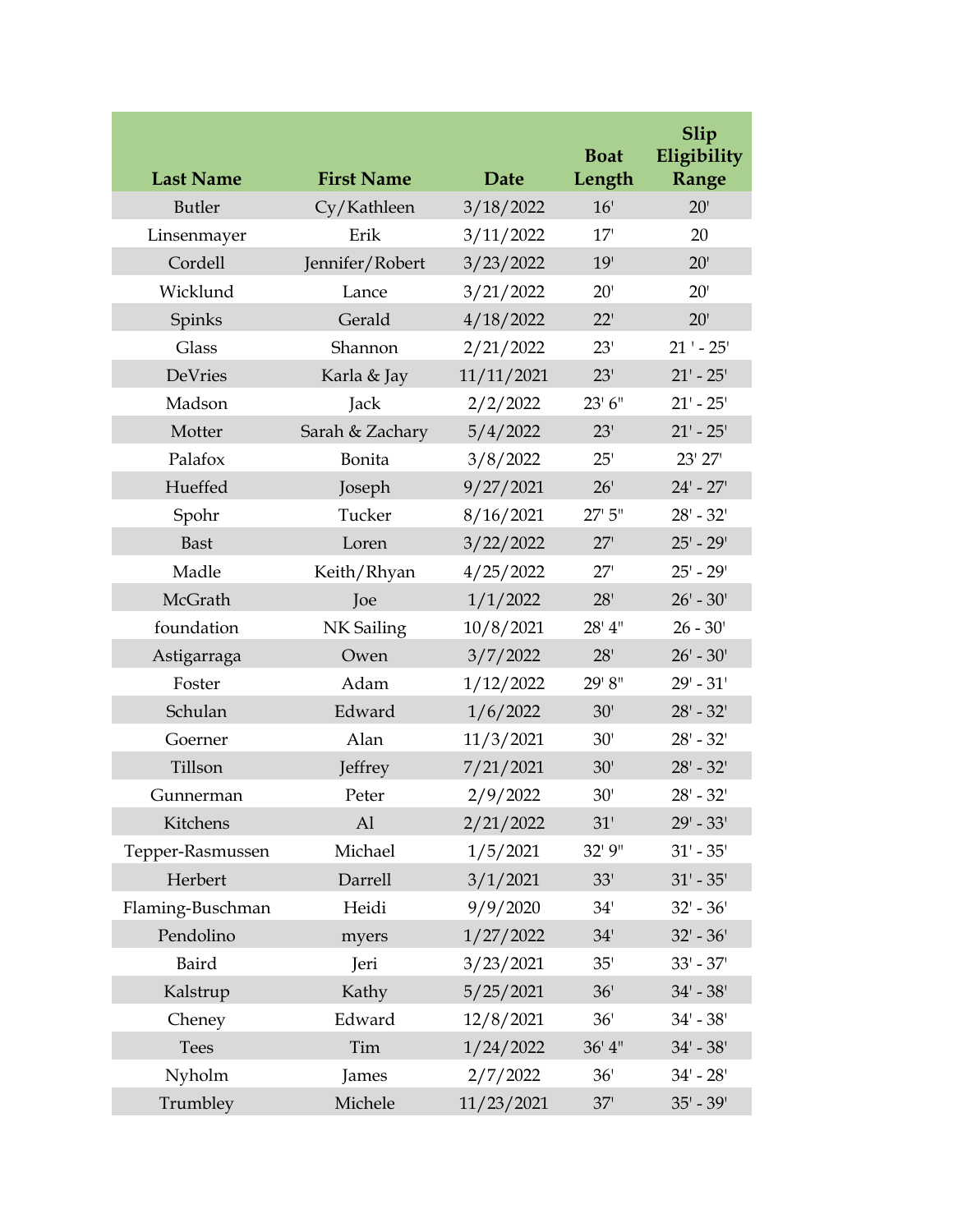| Last Name | First Name | Date | Boat Length | Slip Eligibility Range |
| --- | --- | --- | --- | --- |
| Butler | Cy/Kathleen | 3/18/2022 | 16' | 20' |
| Linsenmayer | Erik | 3/11/2022 | 17' | 20 |
| Cordell | Jennifer/Robert | 3/23/2022 | 19' | 20' |
| Wicklund | Lance | 3/21/2022 | 20' | 20' |
| Spinks | Gerald | 4/18/2022 | 22' | 20' |
| Glass | Shannon | 2/21/2022 | 23' | 21 ' - 25' |
| DeVries | Karla & Jay | 11/11/2021 | 23' | 21' - 25' |
| Madson | Jack | 2/2/2022 | 23' 6" | 21' - 25' |
| Motter | Sarah & Zachary | 5/4/2022 | 23' | 21' - 25' |
| Palafox | Bonita | 3/8/2022 | 25' | 23' 27' |
| Hueffed | Joseph | 9/27/2021 | 26' | 24' - 27' |
| Spohr | Tucker | 8/16/2021 | 27' 5" | 28' - 32' |
| Bast | Loren | 3/22/2022 | 27' | 25' - 29' |
| Madle | Keith/Rhyan | 4/25/2022 | 27' | 25' - 29' |
| McGrath | Joe | 1/1/2022 | 28' | 26' - 30' |
| foundation | NK Sailing | 10/8/2021 | 28' 4" | 26 - 30' |
| Astigarraga | Owen | 3/7/2022 | 28' | 26' - 30' |
| Foster | Adam | 1/12/2022 | 29' 8" | 29' - 31' |
| Schulan | Edward | 1/6/2022 | 30' | 28' - 32' |
| Goerner | Alan | 11/3/2021 | 30' | 28' - 32' |
| Tillson | Jeffrey | 7/21/2021 | 30' | 28' - 32' |
| Gunnerman | Peter | 2/9/2022 | 30' | 28' - 32' |
| Kitchens | Al | 2/21/2022 | 31' | 29' - 33' |
| Tepper-Rasmussen | Michael | 1/5/2021 | 32' 9" | 31' - 35' |
| Herbert | Darrell | 3/1/2021 | 33' | 31' - 35' |
| Flaming-Buschman | Heidi | 9/9/2020 | 34' | 32' - 36' |
| Pendolino | myers | 1/27/2022 | 34' | 32' - 36' |
| Baird | Jeri | 3/23/2021 | 35' | 33' - 37' |
| Kalstrup | Kathy | 5/25/2021 | 36' | 34' - 38' |
| Cheney | Edward | 12/8/2021 | 36' | 34' - 38' |
| Tees | Tim | 1/24/2022 | 36' 4" | 34' - 38' |
| Nyholm | James | 2/7/2022 | 36' | 34' - 28' |
| Trumbley | Michele | 11/23/2021 | 37' | 35' - 39' |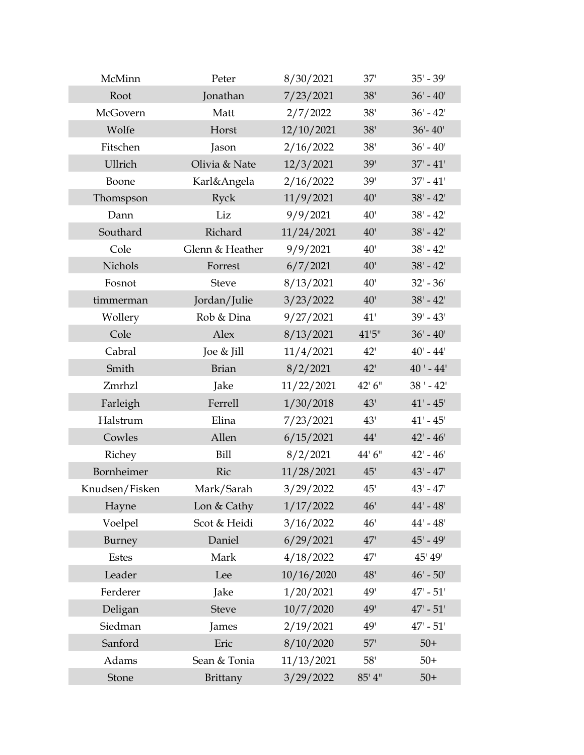| | | | | |
|---|---|---|---|---|
| McMinn | Peter | 8/30/2021 | 37' | 35' - 39' |
| Root | Jonathan | 7/23/2021 | 38' | 36' - 40' |
| McGovern | Matt | 2/7/2022 | 38' | 36' - 42' |
| Wolfe | Horst | 12/10/2021 | 38' | 36'- 40' |
| Fitschen | Jason | 2/16/2022 | 38' | 36' - 40' |
| Ullrich | Olivia & Nate | 12/3/2021 | 39' | 37' - 41' |
| Boone | Karl&Angela | 2/16/2022 | 39' | 37' - 41' |
| Thomspson | Ryck | 11/9/2021 | 40' | 38' - 42' |
| Dann | Liz | 9/9/2021 | 40' | 38' - 42' |
| Southard | Richard | 11/24/2021 | 40' | 38' - 42' |
| Cole | Glenn & Heather | 9/9/2021 | 40' | 38' - 42' |
| Nichols | Forrest | 6/7/2021 | 40' | 38' - 42' |
| Fosnot | Steve | 8/13/2021 | 40' | 32' - 36' |
| timmerman | Jordan/Julie | 3/23/2022 | 40' | 38' - 42' |
| Wollery | Rob & Dina | 9/27/2021 | 41' | 39' - 43' |
| Cole | Alex | 8/13/2021 | 41'5" | 36' - 40' |
| Cabral | Joe & Jill | 11/4/2021 | 42' | 40' - 44' |
| Smith | Brian | 8/2/2021 | 42' | 40 ' - 44' |
| Zmrhzl | Jake | 11/22/2021 | 42' 6" | 38 ' - 42' |
| Farleigh | Ferrell | 1/30/2018 | 43' | 41' - 45' |
| Halstrum | Elina | 7/23/2021 | 43' | 41' - 45' |
| Cowles | Allen | 6/15/2021 | 44' | 42' - 46' |
| Richey | Bill | 8/2/2021 | 44' 6" | 42' - 46' |
| Bornheimer | Ric | 11/28/2021 | 45' | 43' - 47' |
| Knudsen/Fisken | Mark/Sarah | 3/29/2022 | 45' | 43' - 47' |
| Hayne | Lon & Cathy | 1/17/2022 | 46' | 44' - 48' |
| Voelpel | Scot & Heidi | 3/16/2022 | 46' | 44' - 48' |
| Burney | Daniel | 6/29/2021 | 47' | 45' - 49' |
| Estes | Mark | 4/18/2022 | 47' | 45' 49' |
| Leader | Lee | 10/16/2020 | 48' | 46' - 50' |
| Ferderer | Jake | 1/20/2021 | 49' | 47' - 51' |
| Deligan | Steve | 10/7/2020 | 49' | 47' - 51' |
| Siedman | James | 2/19/2021 | 49' | 47' - 51' |
| Sanford | Eric | 8/10/2020 | 57' | 50+ |
| Adams | Sean & Tonia | 11/13/2021 | 58' | 50+ |
| Stone | Brittany | 3/29/2022 | 85' 4" | 50+ |